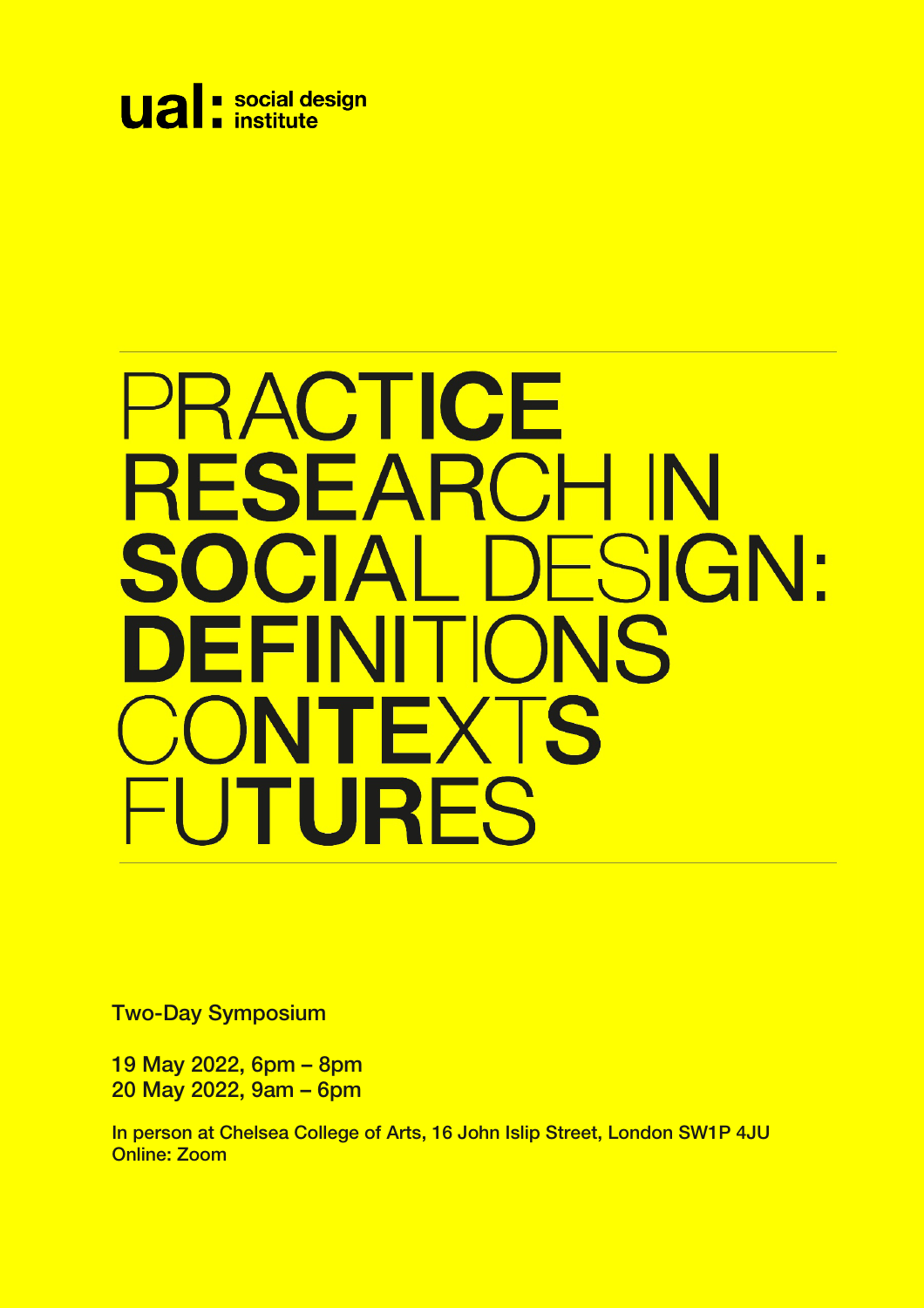ual: social design institute

# PRACTICE RESEARCH IN SOCIAL DESIGN: DEFINITIONS CONTEXTS FUTURES

Two-Day Symposium

19 May 2022, 6pm – 8pm
20 May 2022, 9am – 6pm

In person at Chelsea College of Arts, 16 John Islip Street, London SW1P 4JU
Online: Zoom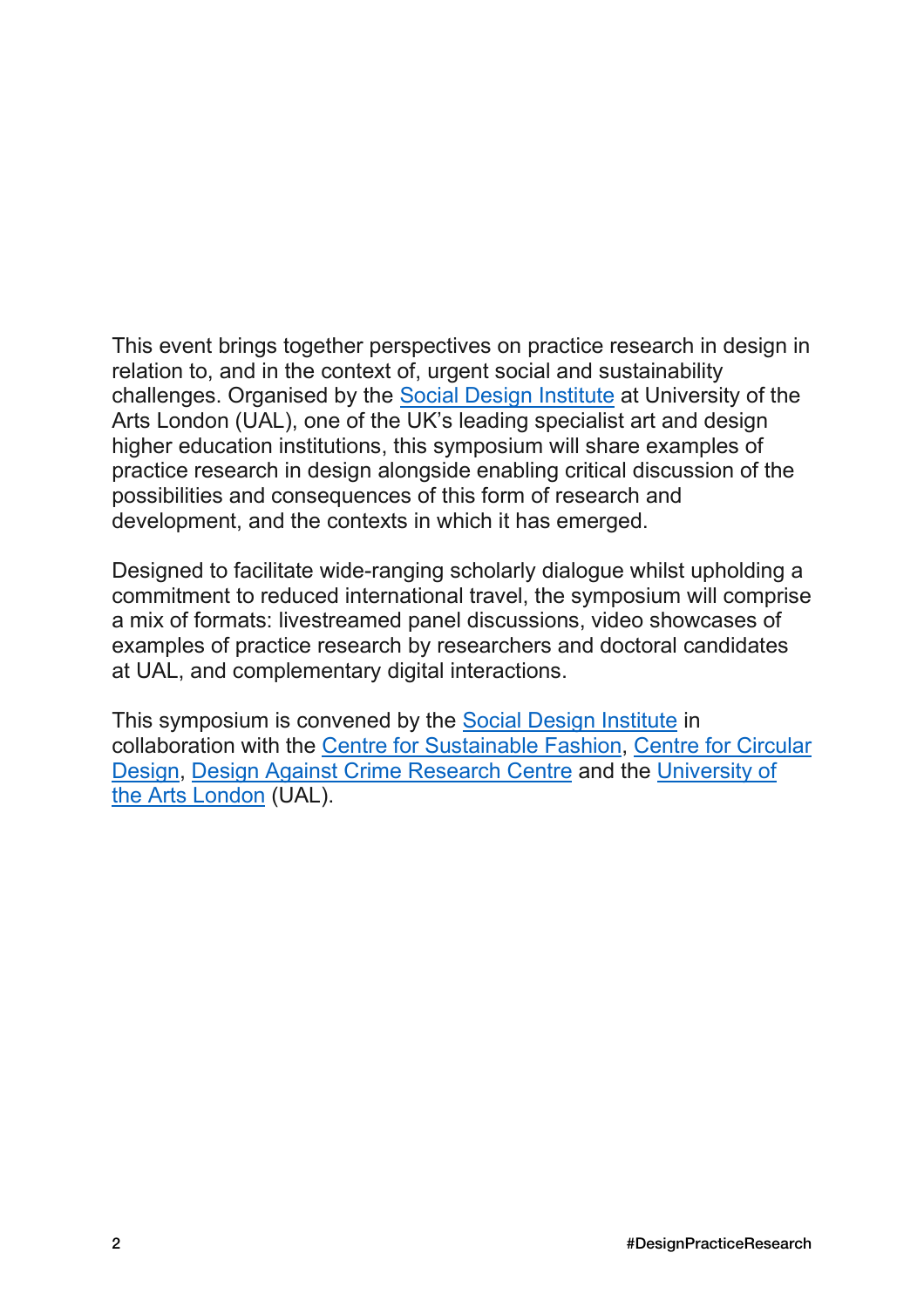This event brings together perspectives on practice research in design in relation to, and in the context of, urgent social and sustainability challenges. Organised by the Social Design Institute at University of the Arts London (UAL), one of the UK's leading specialist art and design higher education institutions, this symposium will share examples of practice research in design alongside enabling critical discussion of the possibilities and consequences of this form of research and development, and the contexts in which it has emerged.

Designed to facilitate wide-ranging scholarly dialogue whilst upholding a commitment to reduced international travel, the symposium will comprise a mix of formats: livestreamed panel discussions, video showcases of examples of practice research by researchers and doctoral candidates at UAL, and complementary digital interactions.

This symposium is convened by the Social Design Institute in collaboration with the Centre for Sustainable Fashion, Centre for Circular Design, Design Against Crime Research Centre and the University of the Arts London (UAL).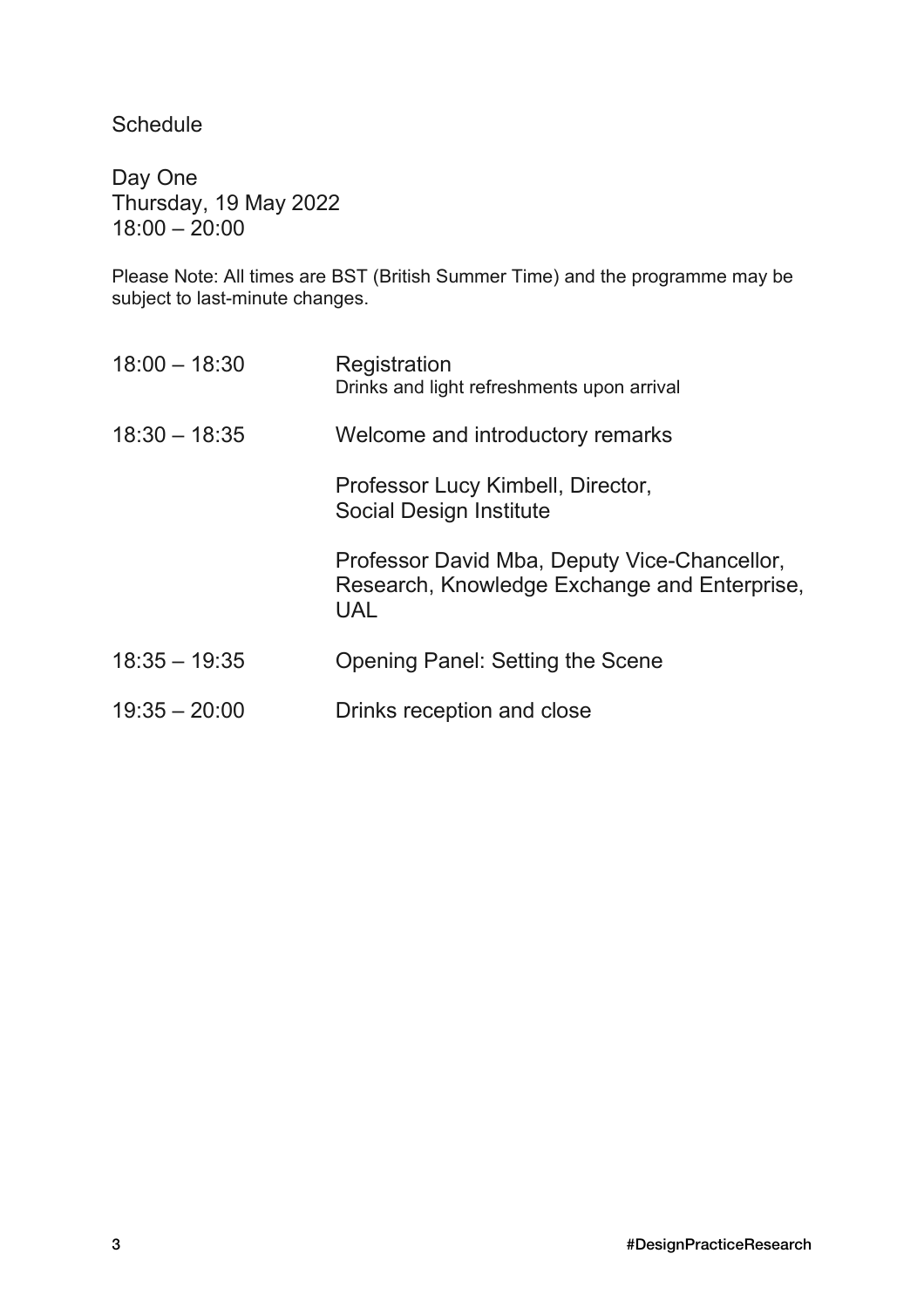# Schedule

## Day One

Thursday, 19 May 2022
18:00 – 20:00

Please Note: All times are BST (British Summer Time) and the programme may be subject to last-minute changes.

| | |
|---|---|
| 18:00 – 18:30 | Registration<br>Drinks and light refreshments upon arrival |
| 18:30 – 18:35 | Welcome and introductory remarks<br><br>Professor Lucy Kimbell, Director, Social Design Institute<br><br>Professor David Mba, Deputy Vice-Chancellor, Research, Knowledge Exchange and Enterprise, UAL |
| 18:35 – 19:35 | Opening Panel: Setting the Scene |
| 19:35 – 20:00 | Drinks reception and close |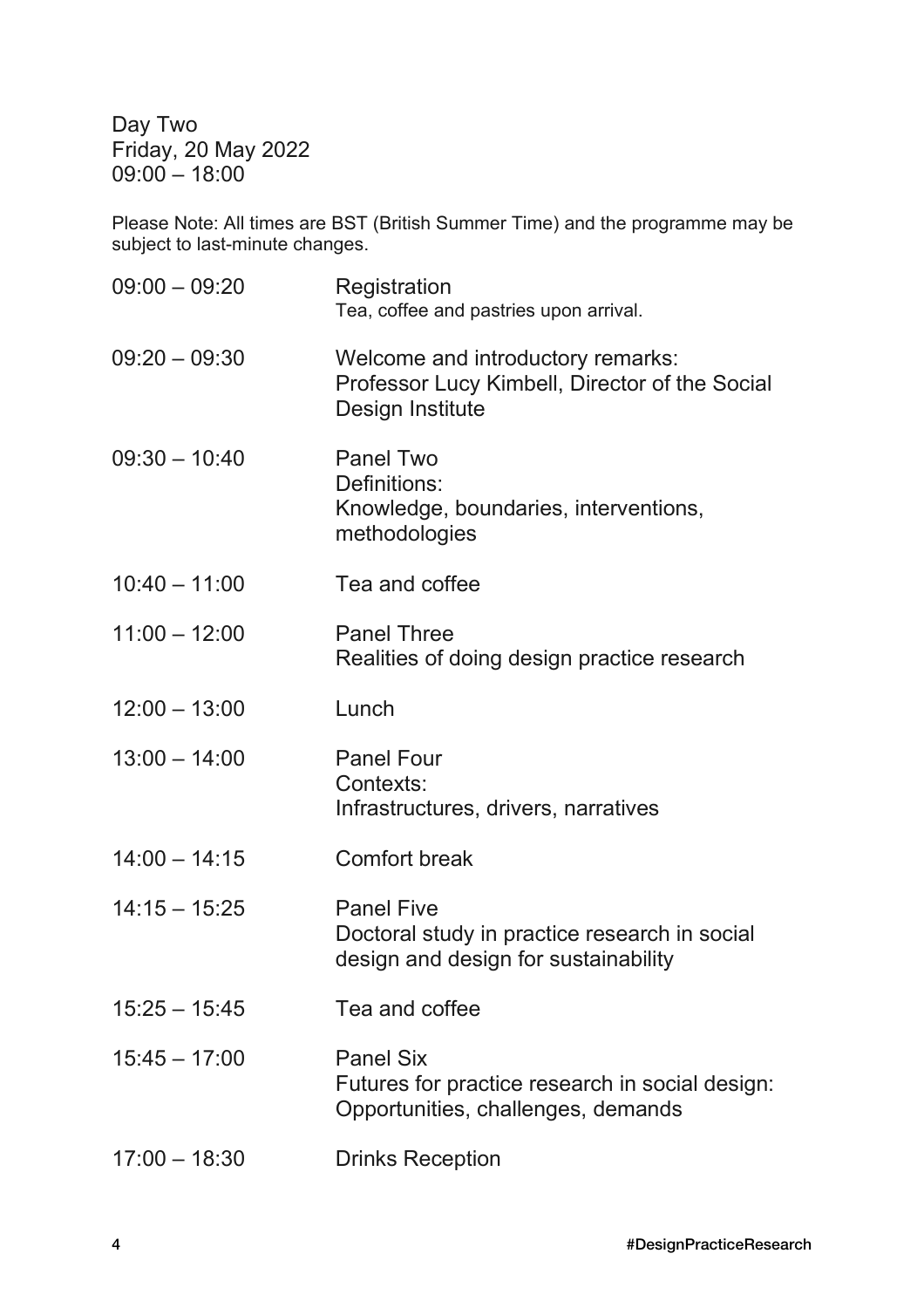Day Two
Friday, 20 May 2022
09:00 – 18:00

Please Note: All times are BST (British Summer Time) and the programme may be subject to last-minute changes.

| | |
|---|---|
| 09:00 – 09:20 | Registration<br>Tea, coffee and pastries upon arrival. |
| 09:20 – 09:30 | Welcome and introductory remarks:<br>Professor Lucy Kimbell, Director of the Social Design Institute |
| 09:30 – 10:40 | Panel Two<br>Definitions:<br>Knowledge, boundaries, interventions, methodologies |
| 10:40 – 11:00 | Tea and coffee |
| 11:00 – 12:00 | Panel Three<br>Realities of doing design practice research |
| 12:00 – 13:00 | Lunch |
| 13:00 – 14:00 | Panel Four<br>Contexts:<br>Infrastructures, drivers, narratives |
| 14:00 – 14:15 | Comfort break |
| 14:15 – 15:25 | Panel Five<br>Doctoral study in practice research in social design and design for sustainability |
| 15:25 – 15:45 | Tea and coffee |
| 15:45 – 17:00 | Panel Six<br>Futures for practice research in social design:<br>Opportunities, challenges, demands |
| 17:00 – 18:30 | Drinks Reception |

#DesignPracticeResearch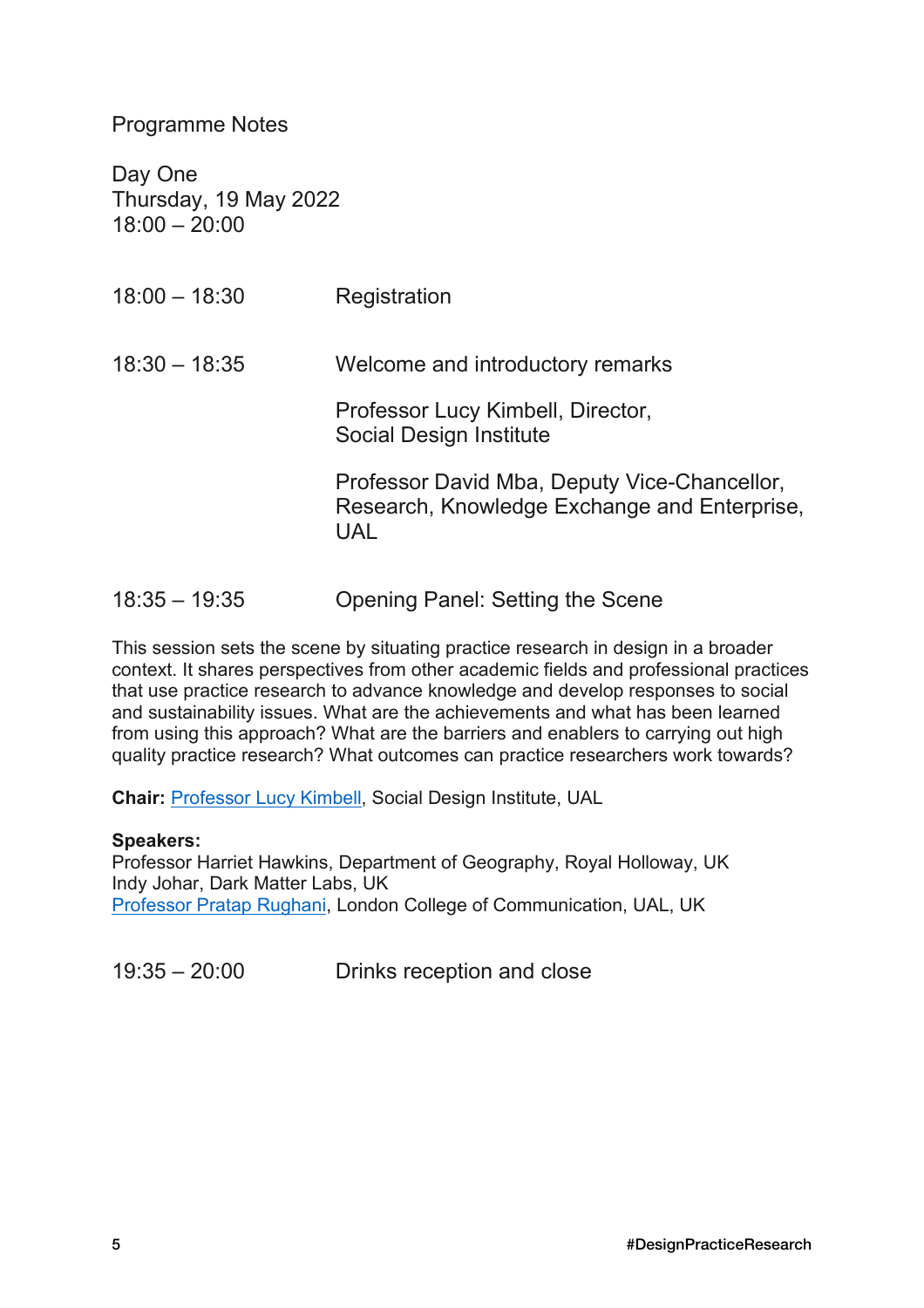Programme Notes

Day One
Thursday, 19 May 2022
18:00 – 20:00

| | |
|---|---|
| 18:00 – 18:30 | Registration |
| 18:30 – 18:35 | Welcome and introductory remarks<br><br>Professor Lucy Kimbell, Director, Social Design Institute<br><br>Professor David Mba, Deputy Vice-Chancellor, Research, Knowledge Exchange and Enterprise, UAL |
| 18:35 – 19:35 | Opening Panel: Setting the Scene |

This session sets the scene by situating practice research in design in a broader context. It shares perspectives from other academic fields and professional practices that use practice research to advance knowledge and develop responses to social and sustainability issues. What are the achievements and what has been learned from using this approach? What are the barriers and enablers to carrying out high quality practice research? What outcomes can practice researchers work towards?

**Chair:** Professor Lucy Kimbell, Social Design Institute, UAL

**Speakers:**
Professor Harriet Hawkins, Department of Geography, Royal Holloway, UK
Indy Johar, Dark Matter Labs, UK
Professor Pratap Rughani, London College of Communication, UAL, UK

| | |
|---|---|
| 19:35 – 20:00 | Drinks reception and close |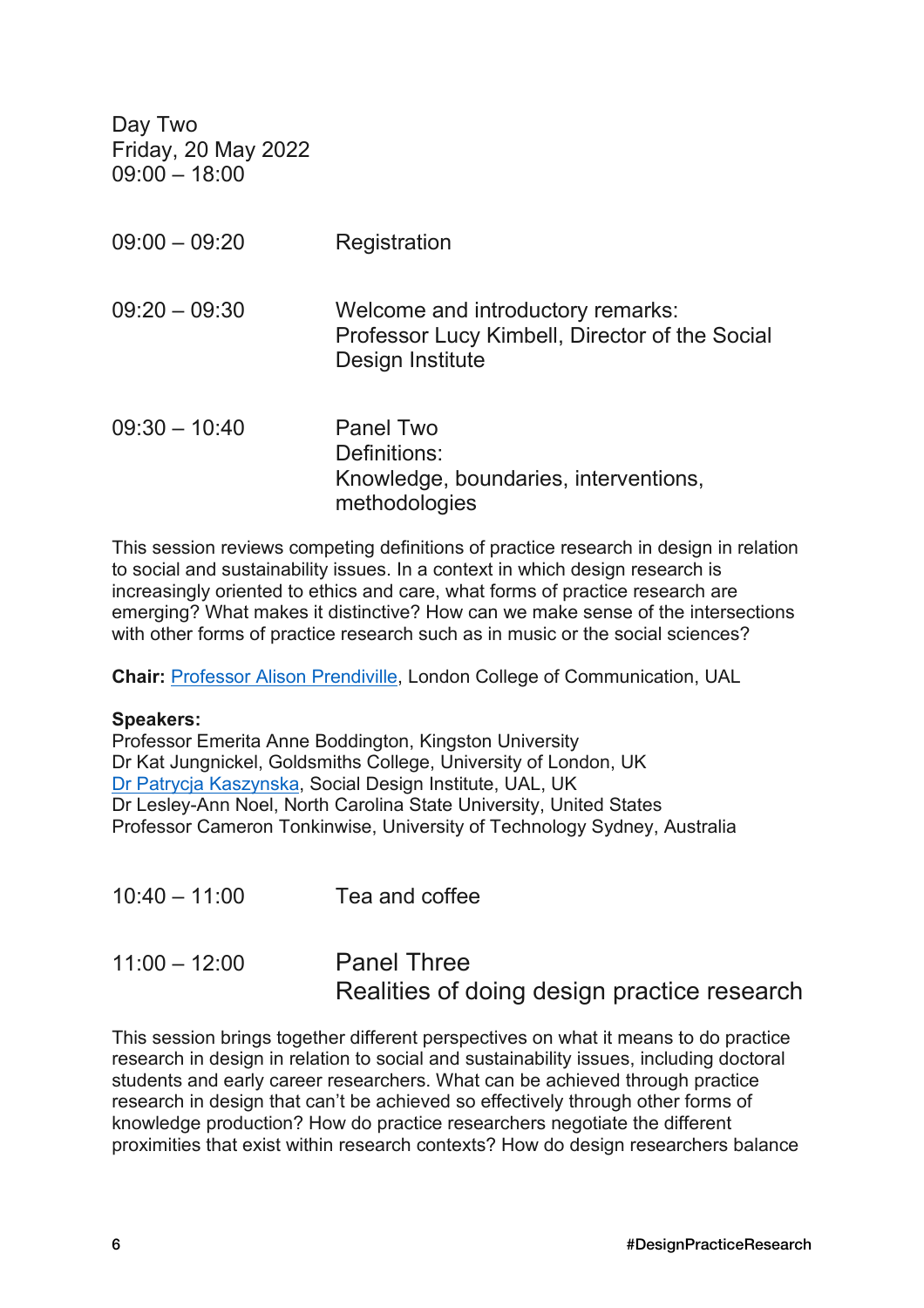Day Two
Friday, 20 May 2022
09:00 – 18:00

| | |
|---|---|
| 09:00 – 09:20 | Registration |
| 09:20 – 09:30 | Welcome and introductory remarks: Professor Lucy Kimbell, Director of the Social Design Institute |
| 09:30 – 10:40 | Panel Two Definitions: Knowledge, boundaries, interventions, methodologies |

This session reviews competing definitions of practice research in design in relation to social and sustainability issues. In a context in which design research is increasingly oriented to ethics and care, what forms of practice research are emerging? What makes it distinctive? How can we make sense of the intersections with other forms of practice research such as in music or the social sciences?

**Chair:** Professor Alison Prendiville, London College of Communication, UAL

**Speakers:**
Professor Emerita Anne Boddington, Kingston University
Dr Kat Jungnickel, Goldsmiths College, University of London, UK
Dr Patrycja Kaszynska, Social Design Institute, UAL, UK
Dr Lesley-Ann Noel, North Carolina State University, United States
Professor Cameron Tonkinwise, University of Technology Sydney, Australia

| | |
|---|---|
| 10:40 – 11:00 | Tea and coffee |
| 11:00 – 12:00 | Panel Three Realities of doing design practice research |

This session brings together different perspectives on what it means to do practice research in design in relation to social and sustainability issues, including doctoral students and early career researchers. What can be achieved through practice research in design that can't be achieved so effectively through other forms of knowledge production? How do practice researchers negotiate the different proximities that exist within research contexts? How do design researchers balance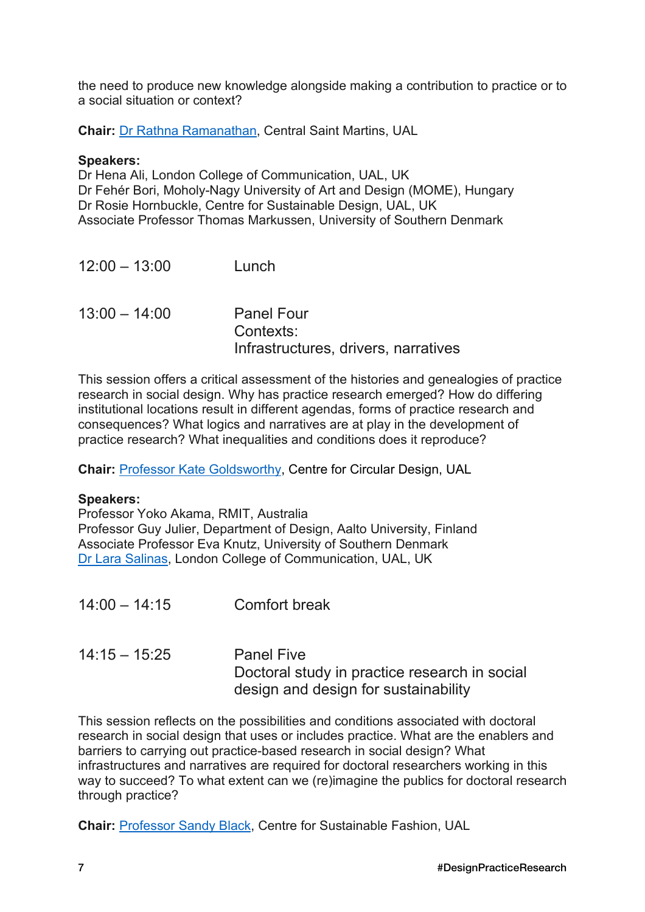the need to produce new knowledge alongside making a contribution to practice or to a social situation or context?

**Chair:** Dr Rathna Ramanathan, Central Saint Martins, UAL

**Speakers:**
Dr Hena Ali, London College of Communication, UAL, UK
Dr Fehér Bori, Moholy-Nagy University of Art and Design (MOME), Hungary
Dr Rosie Hornbuckle, Centre for Sustainable Design, UAL, UK
Associate Professor Thomas Markussen, University of Southern Denmark

| | |
|---|---|
| 12:00 – 13:00 | Lunch |
| 13:00 – 14:00 | Panel Four<br>Contexts:<br>Infrastructures, drivers, narratives |

This session offers a critical assessment of the histories and genealogies of practice research in social design. Why has practice research emerged? How do differing institutional locations result in different agendas, forms of practice research and consequences? What logics and narratives are at play in the development of practice research? What inequalities and conditions does it reproduce?

**Chair:** Professor Kate Goldsworthy, Centre for Circular Design, UAL

**Speakers:**
Professor Yoko Akama, RMIT, Australia
Professor Guy Julier, Department of Design, Aalto University, Finland
Associate Professor Eva Knutz, University of Southern Denmark
Dr Lara Salinas, London College of Communication, UAL, UK

| | |
|---|---|
| 14:00 – 14:15 | Comfort break |
| 14:15 – 15:25 | Panel Five<br>Doctoral study in practice research in social design and design for sustainability |

This session reflects on the possibilities and conditions associated with doctoral research in social design that uses or includes practice. What are the enablers and barriers to carrying out practice-based research in social design? What infrastructures and narratives are required for doctoral researchers working in this way to succeed? To what extent can we (re)imagine the publics for doctoral research through practice?

**Chair:** Professor Sandy Black, Centre for Sustainable Fashion, UAL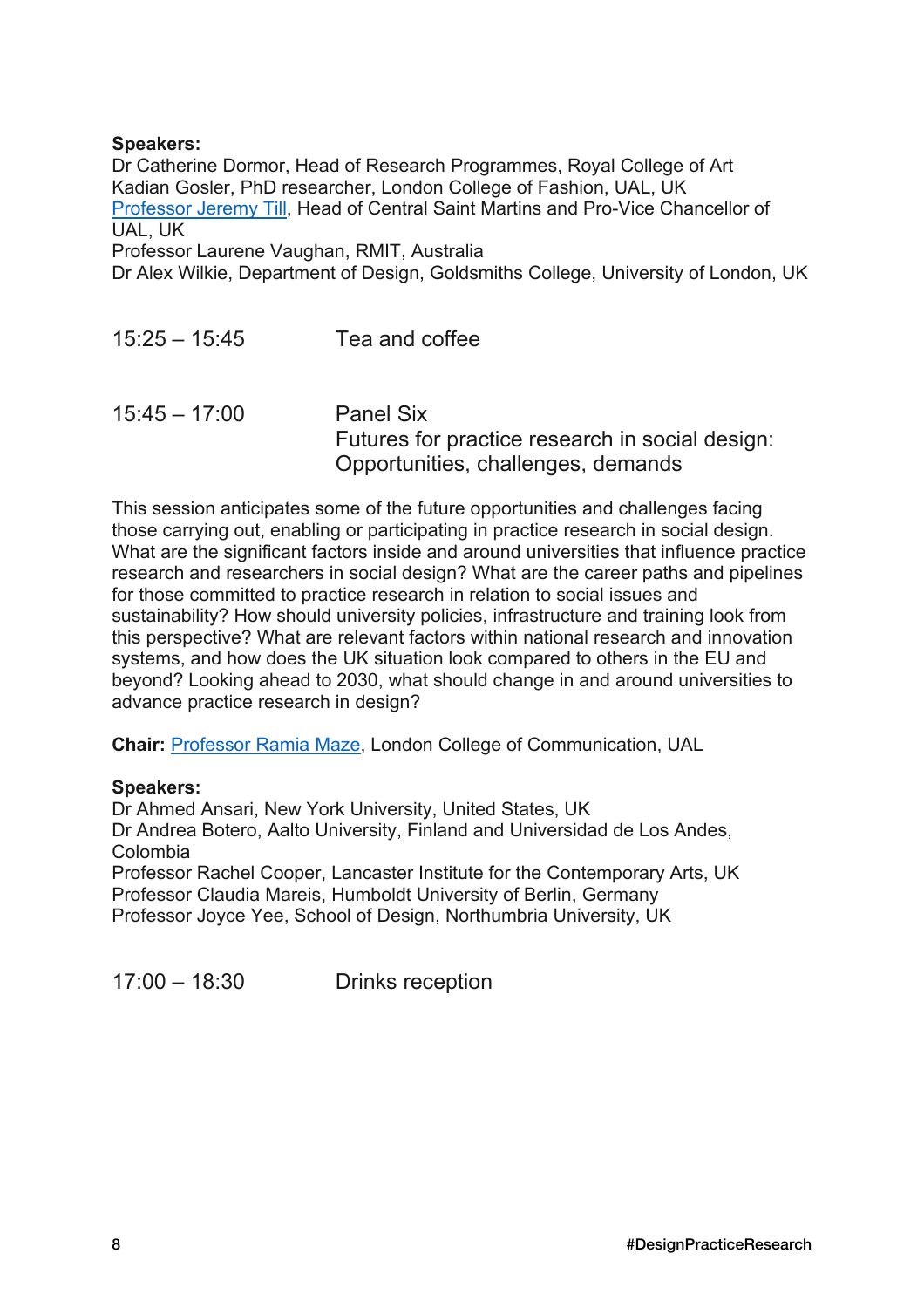**Speakers:**
Dr Catherine Dormor, Head of Research Programmes, Royal College of Art
Kadian Gosler, PhD researcher, London College of Fashion, UAL, UK
Professor Jeremy Till, Head of Central Saint Martins and Pro-Vice Chancellor of UAL, UK
Professor Laurene Vaughan, RMIT, Australia
Dr Alex Wilkie, Department of Design, Goldsmiths College, University of London, UK

15:25 – 15:45 Tea and coffee

15:45 – 17:00 Panel Six
Futures for practice research in social design: Opportunities, challenges, demands

This session anticipates some of the future opportunities and challenges facing those carrying out, enabling or participating in practice research in social design. What are the significant factors inside and around universities that influence practice research and researchers in social design? What are the career paths and pipelines for those committed to practice research in relation to social issues and sustainability? How should university policies, infrastructure and training look from this perspective? What are relevant factors within national research and innovation systems, and how does the UK situation look compared to others in the EU and beyond? Looking ahead to 2030, what should change in and around universities to advance practice research in design?

**Chair:** Professor Ramia Maze, London College of Communication, UAL

**Speakers:**
Dr Ahmed Ansari, New York University, United States, UK
Dr Andrea Botero, Aalto University, Finland and Universidad de Los Andes, Colombia
Professor Rachel Cooper, Lancaster Institute for the Contemporary Arts, UK
Professor Claudia Mareis, Humboldt University of Berlin, Germany
Professor Joyce Yee, School of Design, Northumbria University, UK

17:00 – 18:30 Drinks reception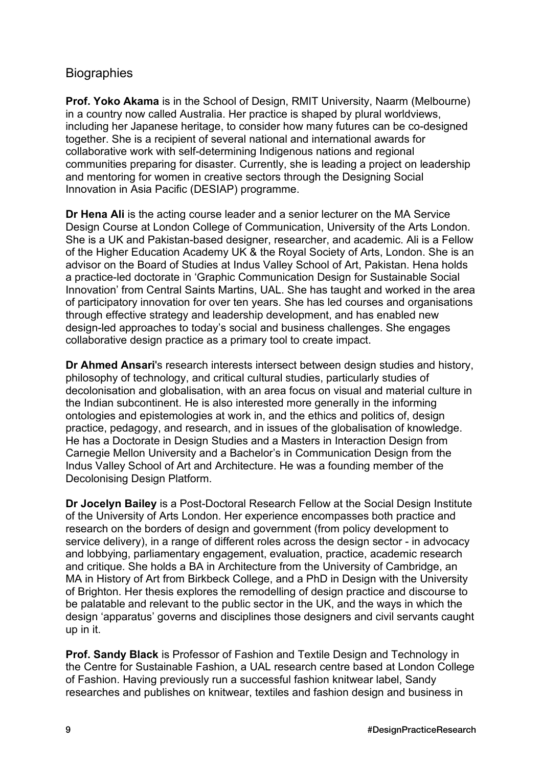## Biographies

**Prof. Yoko Akama** is in the School of Design, RMIT University, Naarm (Melbourne) in a country now called Australia. Her practice is shaped by plural worldviews, including her Japanese heritage, to consider how many futures can be co-designed together. She is a recipient of several national and international awards for collaborative work with self-determining Indigenous nations and regional communities preparing for disaster. Currently, she is leading a project on leadership and mentoring for women in creative sectors through the Designing Social Innovation in Asia Pacific (DESIAP) programme.

**Dr Hena Ali** is the acting course leader and a senior lecturer on the MA Service Design Course at London College of Communication, University of the Arts London. She is a UK and Pakistan-based designer, researcher, and academic. Ali is a Fellow of the Higher Education Academy UK & the Royal Society of Arts, London. She is an advisor on the Board of Studies at Indus Valley School of Art, Pakistan. Hena holds a practice-led doctorate in 'Graphic Communication Design for Sustainable Social Innovation' from Central Saints Martins, UAL. She has taught and worked in the area of participatory innovation for over ten years. She has led courses and organisations through effective strategy and leadership development, and has enabled new design-led approaches to today's social and business challenges. She engages collaborative design practice as a primary tool to create impact.

**Dr Ahmed Ansari**'s research interests intersect between design studies and history, philosophy of technology, and critical cultural studies, particularly studies of decolonisation and globalisation, with an area focus on visual and material culture in the Indian subcontinent. He is also interested more generally in the informing ontologies and epistemologies at work in, and the ethics and politics of, design practice, pedagogy, and research, and in issues of the globalisation of knowledge. He has a Doctorate in Design Studies and a Masters in Interaction Design from Carnegie Mellon University and a Bachelor's in Communication Design from the Indus Valley School of Art and Architecture. He was a founding member of the Decolonising Design Platform.

**Dr Jocelyn Bailey** is a Post-Doctoral Research Fellow at the Social Design Institute of the University of Arts London. Her experience encompasses both practice and research on the borders of design and government (from policy development to service delivery), in a range of different roles across the design sector - in advocacy and lobbying, parliamentary engagement, evaluation, practice, academic research and critique. She holds a BA in Architecture from the University of Cambridge, an MA in History of Art from Birkbeck College, and a PhD in Design with the University of Brighton. Her thesis explores the remodelling of design practice and discourse to be palatable and relevant to the public sector in the UK, and the ways in which the design 'apparatus' governs and disciplines those designers and civil servants caught up in it.

**Prof. Sandy Black** is Professor of Fashion and Textile Design and Technology in the Centre for Sustainable Fashion, a UAL research centre based at London College of Fashion. Having previously run a successful fashion knitwear label, Sandy researches and publishes on knitwear, textiles and fashion design and business in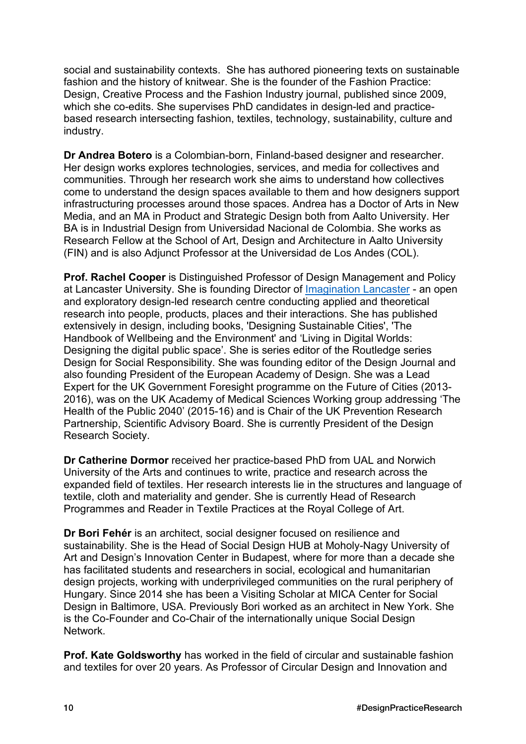social and sustainability contexts. She has authored pioneering texts on sustainable fashion and the history of knitwear. She is the founder of the Fashion Practice: Design, Creative Process and the Fashion Industry journal, published since 2009, which she co-edits. She supervises PhD candidates in design-led and practice-based research intersecting fashion, textiles, technology, sustainability, culture and industry.

**Dr Andrea Botero** is a Colombian-born, Finland-based designer and researcher. Her design works explores technologies, services, and media for collectives and communities. Through her research work she aims to understand how collectives come to understand the design spaces available to them and how designers support infrastructuring processes around those spaces. Andrea has a Doctor of Arts in New Media, and an MA in Product and Strategic Design both from Aalto University. Her BA is in Industrial Design from Universidad Nacional de Colombia. She works as Research Fellow at the School of Art, Design and Architecture in Aalto University (FIN) and is also Adjunct Professor at the Universidad de Los Andes (COL).

**Prof. Rachel Cooper** is Distinguished Professor of Design Management and Policy at Lancaster University. She is founding Director of Imagination Lancaster - an open and exploratory design-led research centre conducting applied and theoretical research into people, products, places and their interactions. She has published extensively in design, including books, 'Designing Sustainable Cities', 'The Handbook of Wellbeing and the Environment' and 'Living in Digital Worlds: Designing the digital public space'. She is series editor of the Routledge series Design for Social Responsibility. She was founding editor of the Design Journal and also founding President of the European Academy of Design. She was a Lead Expert for the UK Government Foresight programme on the Future of Cities (2013-2016), was on the UK Academy of Medical Sciences Working group addressing 'The Health of the Public 2040' (2015-16) and is Chair of the UK Prevention Research Partnership, Scientific Advisory Board. She is currently President of the Design Research Society.

**Dr Catherine Dormor** received her practice-based PhD from UAL and Norwich University of the Arts and continues to write, practice and research across the expanded field of textiles. Her research interests lie in the structures and language of textile, cloth and materiality and gender. She is currently Head of Research Programmes and Reader in Textile Practices at the Royal College of Art.

**Dr Bori Fehér** is an architect, social designer focused on resilience and sustainability. She is the Head of Social Design HUB at Moholy-Nagy University of Art and Design's Innovation Center in Budapest, where for more than a decade she has facilitated students and researchers in social, ecological and humanitarian design projects, working with underprivileged communities on the rural periphery of Hungary. Since 2014 she has been a Visiting Scholar at MICA Center for Social Design in Baltimore, USA. Previously Bori worked as an architect in New York. She is the Co-Founder and Co-Chair of the internationally unique Social Design Network.

**Prof. Kate Goldsworthy** has worked in the field of circular and sustainable fashion and textiles for over 20 years. As Professor of Circular Design and Innovation and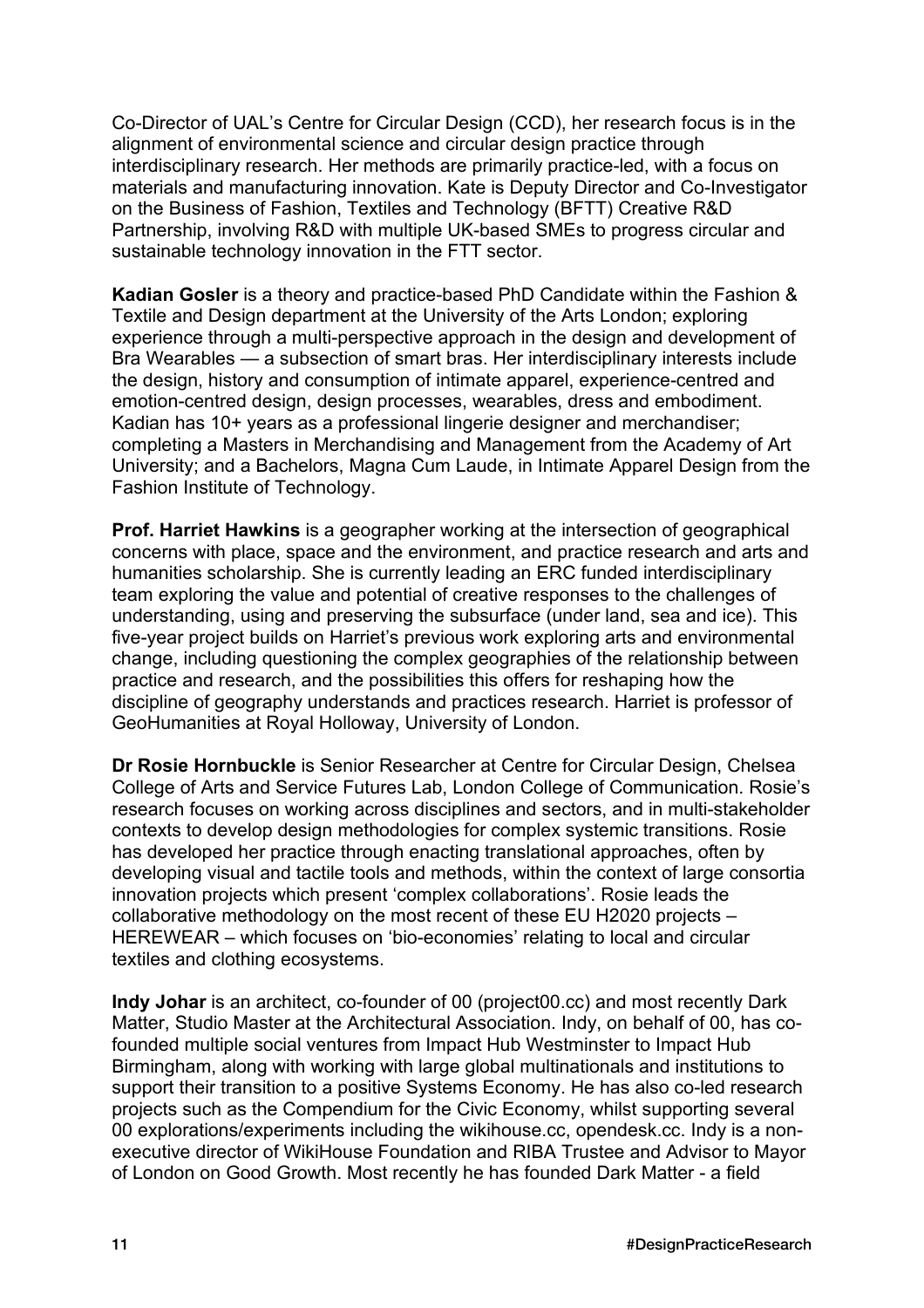Co-Director of UAL's Centre for Circular Design (CCD), her research focus is in the alignment of environmental science and circular design practice through interdisciplinary research. Her methods are primarily practice-led, with a focus on materials and manufacturing innovation. Kate is Deputy Director and Co-Investigator on the Business of Fashion, Textiles and Technology (BFTT) Creative R&D Partnership, involving R&D with multiple UK-based SMEs to progress circular and sustainable technology innovation in the FTT sector.

**Kadian Gosler** is a theory and practice-based PhD Candidate within the Fashion & Textile and Design department at the University of the Arts London; exploring experience through a multi-perspective approach in the design and development of Bra Wearables — a subsection of smart bras. Her interdisciplinary interests include the design, history and consumption of intimate apparel, experience-centred and emotion-centred design, design processes, wearables, dress and embodiment. Kadian has 10+ years as a professional lingerie designer and merchandiser; completing a Masters in Merchandising and Management from the Academy of Art University; and a Bachelors, Magna Cum Laude, in Intimate Apparel Design from the Fashion Institute of Technology.

**Prof. Harriet Hawkins** is a geographer working at the intersection of geographical concerns with place, space and the environment, and practice research and arts and humanities scholarship. She is currently leading an ERC funded interdisciplinary team exploring the value and potential of creative responses to the challenges of understanding, using and preserving the subsurface (under land, sea and ice). This five-year project builds on Harriet's previous work exploring arts and environmental change, including questioning the complex geographies of the relationship between practice and research, and the possibilities this offers for reshaping how the discipline of geography understands and practices research. Harriet is professor of GeoHumanities at Royal Holloway, University of London.

**Dr Rosie Hornbuckle** is Senior Researcher at Centre for Circular Design, Chelsea College of Arts and Service Futures Lab, London College of Communication. Rosie's research focuses on working across disciplines and sectors, and in multi-stakeholder contexts to develop design methodologies for complex systemic transitions. Rosie has developed her practice through enacting translational approaches, often by developing visual and tactile tools and methods, within the context of large consortia innovation projects which present 'complex collaborations'. Rosie leads the collaborative methodology on the most recent of these EU H2020 projects – HEREWEAR – which focuses on 'bio-economies' relating to local and circular textiles and clothing ecosystems.

**Indy Johar** is an architect, co-founder of 00 (project00.cc) and most recently Dark Matter, Studio Master at the Architectural Association. Indy, on behalf of 00, has co-founded multiple social ventures from Impact Hub Westminster to Impact Hub Birmingham, along with working with large global multinationals and institutions to support their transition to a positive Systems Economy. He has also co-led research projects such as the Compendium for the Civic Economy, whilst supporting several 00 explorations/experiments including the wikihouse.cc, opendesk.cc. Indy is a non-executive director of WikiHouse Foundation and RIBA Trustee and Advisor to Mayor of London on Good Growth. Most recently he has founded Dark Matter - a field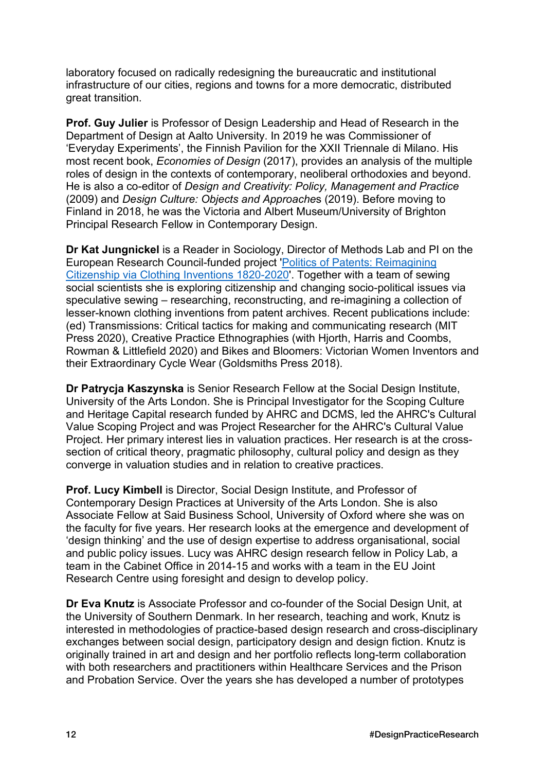laboratory focused on radically redesigning the bureaucratic and institutional infrastructure of our cities, regions and towns for a more democratic, distributed great transition.

**Prof. Guy Julier** is Professor of Design Leadership and Head of Research in the Department of Design at Aalto University. In 2019 he was Commissioner of 'Everyday Experiments', the Finnish Pavilion for the XXII Triennale di Milano. His most recent book, *Economies of Design* (2017), provides an analysis of the multiple roles of design in the contexts of contemporary, neoliberal orthodoxies and beyond. He is also a co-editor of *Design and Creativity: Policy, Management and Practice* (2009) and *Design Culture: Objects and Approaches* (2019). Before moving to Finland in 2018, he was the Victoria and Albert Museum/University of Brighton Principal Research Fellow in Contemporary Design.

**Dr Kat Jungnickel** is a Reader in Sociology, Director of Methods Lab and PI on the European Research Council-funded project '[Politics of Patents: Reimagining Citizenship via Clothing Inventions 1820-2020]'. Together with a team of sewing social scientists she is exploring citizenship and changing socio-political issues via speculative sewing – researching, reconstructing, and re-imagining a collection of lesser-known clothing inventions from patent archives. Recent publications include: (ed) Transmissions: Critical tactics for making and communicating research (MIT Press 2020), Creative Practice Ethnographies (with Hjorth, Harris and Coombs, Rowman & Littlefield 2020) and Bikes and Bloomers: Victorian Women Inventors and their Extraordinary Cycle Wear (Goldsmiths Press 2018).

**Dr Patrycja Kaszynska** is Senior Research Fellow at the Social Design Institute, University of the Arts London. She is Principal Investigator for the Scoping Culture and Heritage Capital research funded by AHRC and DCMS, led the AHRC's Cultural Value Scoping Project and was Project Researcher for the AHRC's Cultural Value Project. Her primary interest lies in valuation practices. Her research is at the cross-section of critical theory, pragmatic philosophy, cultural policy and design as they converge in valuation studies and in relation to creative practices.

**Prof. Lucy Kimbell** is Director, Social Design Institute, and Professor of Contemporary Design Practices at University of the Arts London. She is also Associate Fellow at Said Business School, University of Oxford where she was on the faculty for five years. Her research looks at the emergence and development of 'design thinking' and the use of design expertise to address organisational, social and public policy issues. Lucy was AHRC design research fellow in Policy Lab, a team in the Cabinet Office in 2014-15 and works with a team in the EU Joint Research Centre using foresight and design to develop policy.

**Dr Eva Knutz** is Associate Professor and co-founder of the Social Design Unit, at the University of Southern Denmark. In her research, teaching and work, Knutz is interested in methodologies of practice-based design research and cross-disciplinary exchanges between social design, participatory design and design fiction. Knutz is originally trained in art and design and her portfolio reflects long-term collaboration with both researchers and practitioners within Healthcare Services and the Prison and Probation Service. Over the years she has developed a number of prototypes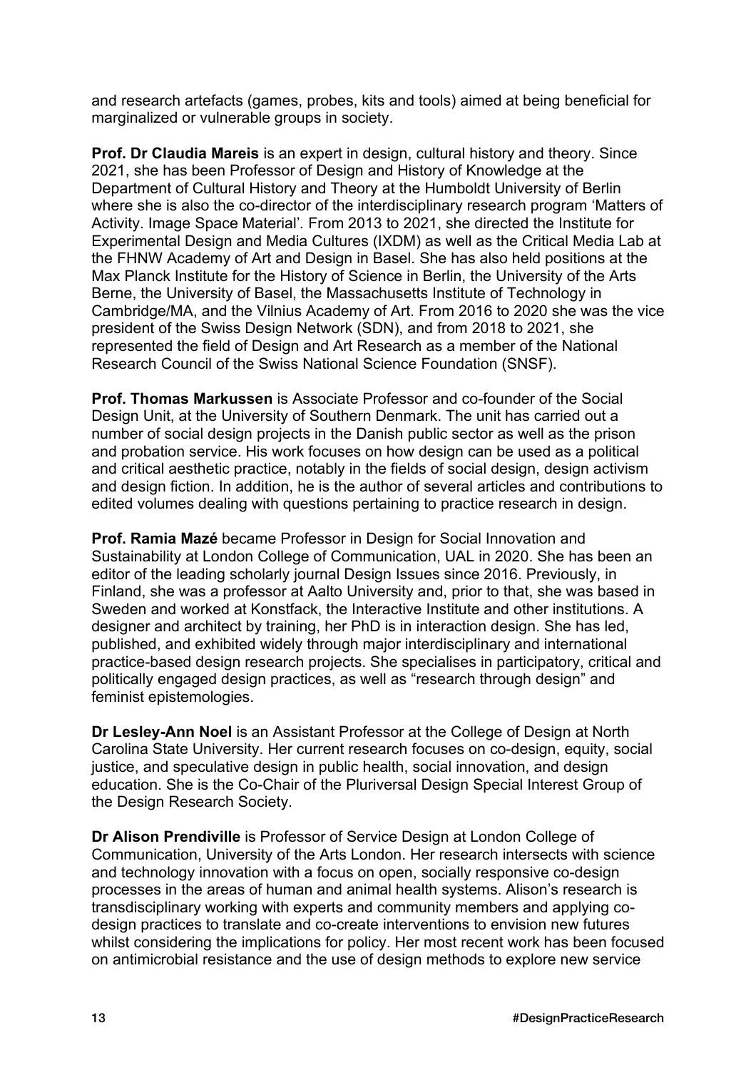and research artefacts (games, probes, kits and tools) aimed at being beneficial for marginalized or vulnerable groups in society.

**Prof. Dr Claudia Mareis** is an expert in design, cultural history and theory. Since 2021, she has been Professor of Design and History of Knowledge at the Department of Cultural History and Theory at the Humboldt University of Berlin where she is also the co-director of the interdisciplinary research program 'Matters of Activity. Image Space Material'. From 2013 to 2021, she directed the Institute for Experimental Design and Media Cultures (IXDM) as well as the Critical Media Lab at the FHNW Academy of Art and Design in Basel. She has also held positions at the Max Planck Institute for the History of Science in Berlin, the University of the Arts Berne, the University of Basel, the Massachusetts Institute of Technology in Cambridge/MA, and the Vilnius Academy of Art. From 2016 to 2020 she was the vice president of the Swiss Design Network (SDN), and from 2018 to 2021, she represented the field of Design and Art Research as a member of the National Research Council of the Swiss National Science Foundation (SNSF).

**Prof. Thomas Markussen** is Associate Professor and co-founder of the Social Design Unit, at the University of Southern Denmark. The unit has carried out a number of social design projects in the Danish public sector as well as the prison and probation service. His work focuses on how design can be used as a political and critical aesthetic practice, notably in the fields of social design, design activism and design fiction. In addition, he is the author of several articles and contributions to edited volumes dealing with questions pertaining to practice research in design.

**Prof. Ramia Mazé** became Professor in Design for Social Innovation and Sustainability at London College of Communication, UAL in 2020. She has been an editor of the leading scholarly journal Design Issues since 2016. Previously, in Finland, she was a professor at Aalto University and, prior to that, she was based in Sweden and worked at Konstfack, the Interactive Institute and other institutions. A designer and architect by training, her PhD is in interaction design. She has led, published, and exhibited widely through major interdisciplinary and international practice-based design research projects. She specialises in participatory, critical and politically engaged design practices, as well as "research through design" and feminist epistemologies.

**Dr Lesley-Ann Noel** is an Assistant Professor at the College of Design at North Carolina State University. Her current research focuses on co-design, equity, social justice, and speculative design in public health, social innovation, and design education. She is the Co-Chair of the Pluriversal Design Special Interest Group of the Design Research Society.

**Dr Alison Prendiville** is Professor of Service Design at London College of Communication, University of the Arts London. Her research intersects with science and technology innovation with a focus on open, socially responsive co-design processes in the areas of human and animal health systems. Alison's research is transdisciplinary working with experts and community members and applying co-design practices to translate and co-create interventions to envision new futures whilst considering the implications for policy. Her most recent work has been focused on antimicrobial resistance and the use of design methods to explore new service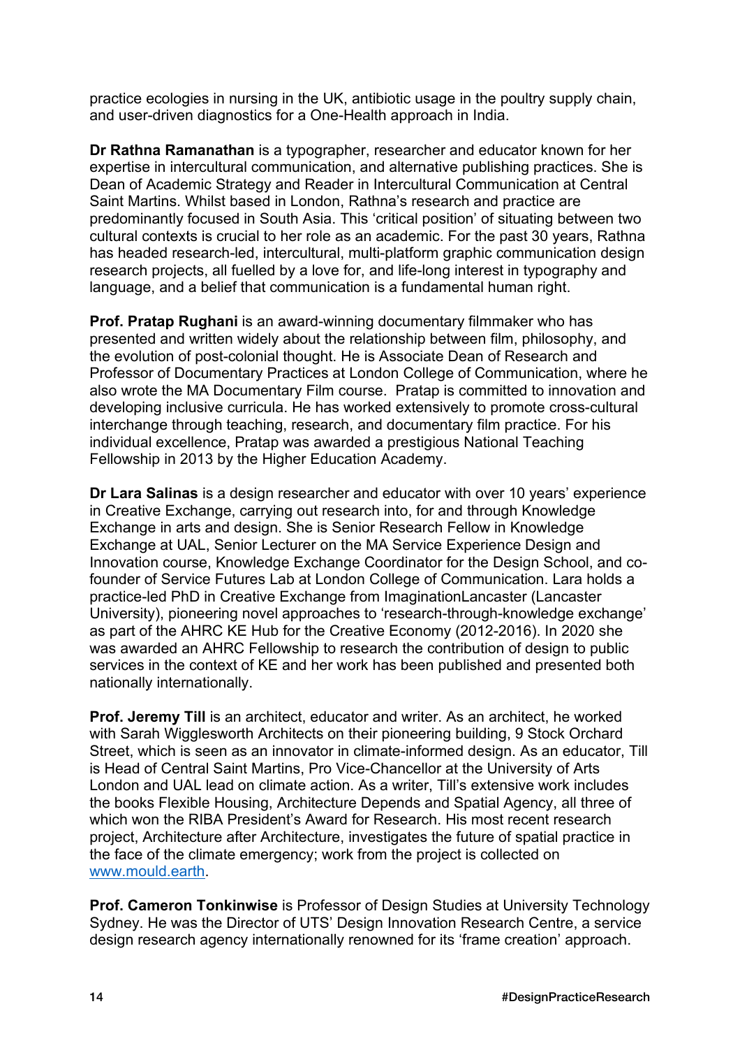practice ecologies in nursing in the UK, antibiotic usage in the poultry supply chain, and user-driven diagnostics for a One-Health approach in India.

**Dr Rathna Ramanathan** is a typographer, researcher and educator known for her expertise in intercultural communication, and alternative publishing practices. She is Dean of Academic Strategy and Reader in Intercultural Communication at Central Saint Martins. Whilst based in London, Rathna's research and practice are predominantly focused in South Asia. This 'critical position' of situating between two cultural contexts is crucial to her role as an academic. For the past 30 years, Rathna has headed research-led, intercultural, multi-platform graphic communication design research projects, all fuelled by a love for, and life-long interest in typography and language, and a belief that communication is a fundamental human right.

**Prof. Pratap Rughani** is an award-winning documentary filmmaker who has presented and written widely about the relationship between film, philosophy, and the evolution of post-colonial thought. He is Associate Dean of Research and Professor of Documentary Practices at London College of Communication, where he also wrote the MA Documentary Film course. Pratap is committed to innovation and developing inclusive curricula. He has worked extensively to promote cross-cultural interchange through teaching, research, and documentary film practice. For his individual excellence, Pratap was awarded a prestigious National Teaching Fellowship in 2013 by the Higher Education Academy.

**Dr Lara Salinas** is a design researcher and educator with over 10 years' experience in Creative Exchange, carrying out research into, for and through Knowledge Exchange in arts and design. She is Senior Research Fellow in Knowledge Exchange at UAL, Senior Lecturer on the MA Service Experience Design and Innovation course, Knowledge Exchange Coordinator for the Design School, and co-founder of Service Futures Lab at London College of Communication. Lara holds a practice-led PhD in Creative Exchange from ImaginationLancaster (Lancaster University), pioneering novel approaches to 'research-through-knowledge exchange' as part of the AHRC KE Hub for the Creative Economy (2012-2016). In 2020 she was awarded an AHRC Fellowship to research the contribution of design to public services in the context of KE and her work has been published and presented both nationally internationally.

**Prof. Jeremy Till** is an architect, educator and writer. As an architect, he worked with Sarah Wigglesworth Architects on their pioneering building, 9 Stock Orchard Street, which is seen as an innovator in climate-informed design. As an educator, Till is Head of Central Saint Martins, Pro Vice-Chancellor at the University of Arts London and UAL lead on climate action. As a writer, Till's extensive work includes the books Flexible Housing, Architecture Depends and Spatial Agency, all three of which won the RIBA President's Award for Research. His most recent research project, Architecture after Architecture, investigates the future of spatial practice in the face of the climate emergency; work from the project is collected on [www.mould.earth](www.mould.earth).

**Prof. Cameron Tonkinwise** is Professor of Design Studies at University Technology Sydney. He was the Director of UTS' Design Innovation Research Centre, a service design research agency internationally renowned for its 'frame creation' approach.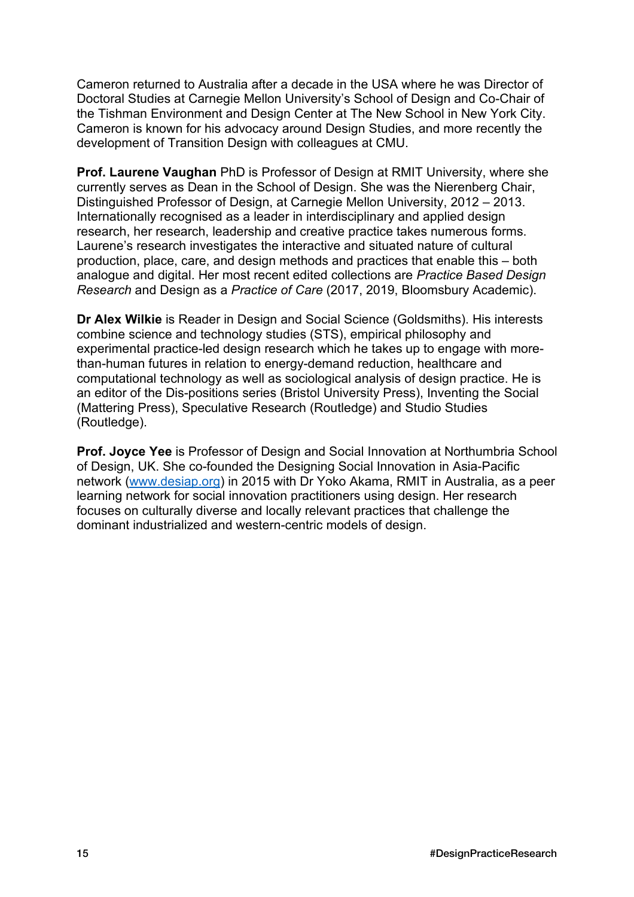Cameron returned to Australia after a decade in the USA where he was Director of Doctoral Studies at Carnegie Mellon University's School of Design and Co-Chair of the Tishman Environment and Design Center at The New School in New York City. Cameron is known for his advocacy around Design Studies, and more recently the development of Transition Design with colleagues at CMU.

**Prof. Laurene Vaughan** PhD is Professor of Design at RMIT University, where she currently serves as Dean in the School of Design. She was the Nierenberg Chair, Distinguished Professor of Design, at Carnegie Mellon University, 2012 – 2013. Internationally recognised as a leader in interdisciplinary and applied design research, her research, leadership and creative practice takes numerous forms. Laurene's research investigates the interactive and situated nature of cultural production, place, care, and design methods and practices that enable this – both analogue and digital. Her most recent edited collections are *Practice Based Design Research* and Design as a *Practice of Care* (2017, 2019, Bloomsbury Academic).

**Dr Alex Wilkie** is Reader in Design and Social Science (Goldsmiths). His interests combine science and technology studies (STS), empirical philosophy and experimental practice-led design research which he takes up to engage with more-than-human futures in relation to energy-demand reduction, healthcare and computational technology as well as sociological analysis of design practice. He is an editor of the Dis-positions series (Bristol University Press), Inventing the Social (Mattering Press), Speculative Research (Routledge) and Studio Studies (Routledge).

**Prof. Joyce Yee** is Professor of Design and Social Innovation at Northumbria School of Design, UK. She co-founded the Designing Social Innovation in Asia-Pacific network ([www.desiap.org](http://www.desiap.org)) in 2015 with Dr Yoko Akama, RMIT in Australia, as a peer learning network for social innovation practitioners using design. Her research focuses on culturally diverse and locally relevant practices that challenge the dominant industrialized and western-centric models of design.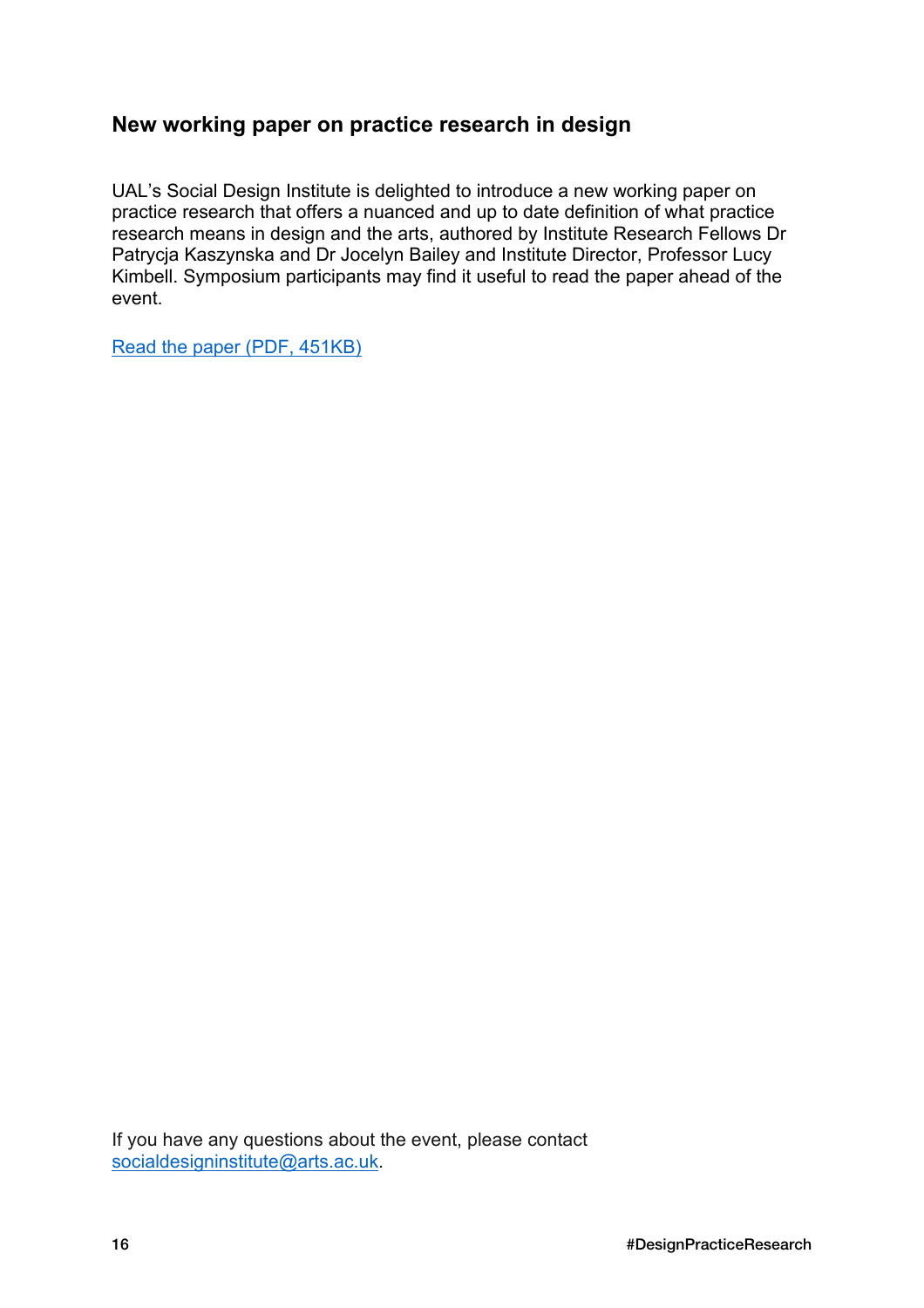## New working paper on practice research in design

UAL's Social Design Institute is delighted to introduce a new working paper on practice research that offers a nuanced and up to date definition of what practice research means in design and the arts, authored by Institute Research Fellows Dr Patrycja Kaszynska and Dr Jocelyn Bailey and Institute Director, Professor Lucy Kimbell. Symposium participants may find it useful to read the paper ahead of the event.

Read the paper (PDF, 451KB)

If you have any questions about the event, please contact socialdesigninstitute@arts.ac.uk.